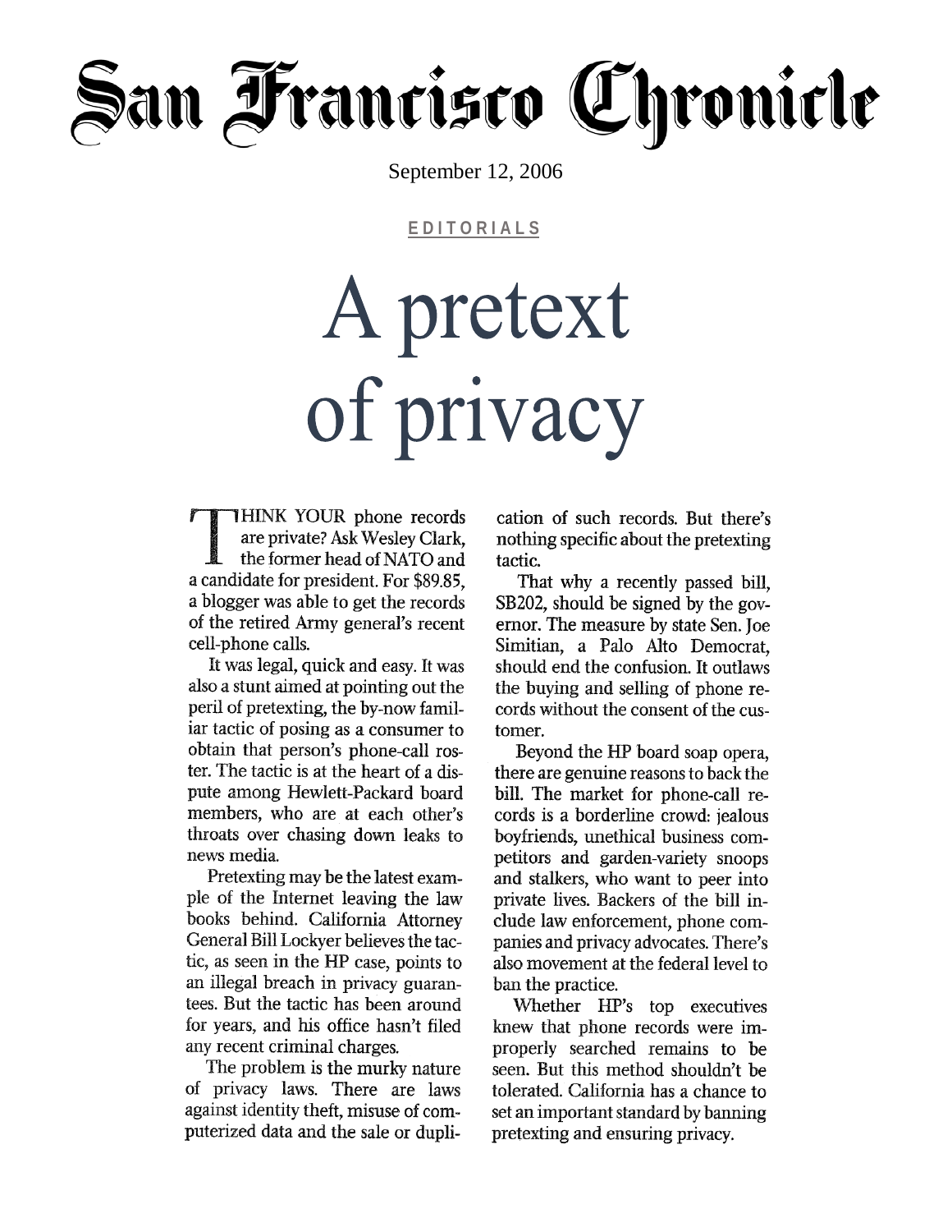# San Francisco Chronicle

September 12, 2006

EDITORIALS

# A pretext of privacy

THINK YOUR phone records are private? Ask Wesley Clark, the former head of NATO and a candidate for president. For $89.85, a blogger was able to get the records of the retired Army general's recent cell-phone calls.

It was legal, quick and easy. It was also a stunt aimed at pointing out the peril of pretexting, the by-now familiar tactic of posing as a consumer to obtain that person's phone-call roster. The tactic is at the heart of a dispute among Hewlett-Packard board members, who are at each other's throats over chasing down leaks to news media.

Pretexting may be the latest example of the Internet leaving the law books behind. California Attorney General Bill Lockyer believes the tactic, as seen in the HP case, points to an illegal breach in privacy guarantees. But the tactic has been around for years, and his office hasn't filed any recent criminal charges.

The problem is the murky nature of privacy laws. There are laws against identity theft, misuse of computerized data and the sale or duplication of such records. But there's nothing specific about the pretexting tactic.

That why a recently passed bill, SB202, should be signed by the governor. The measure by state Sen. Joe Simitian, a Palo Alto Democrat, should end the confusion. It outlaws the buying and selling of phone records without the consent of the customer.

Beyond the HP board soap opera, there are genuine reasons to back the bill. The market for phone-call records is a borderline crowd: jealous boyfriends, unethical business competitors and garden-variety snoops and stalkers, who want to peer into private lives. Backers of the bill include law enforcement, phone companies and privacy advocates. There's also movement at the federal level to ban the practice.

Whether HP's top executives knew that phone records were improperly searched remains to be seen. But this method shouldn't be tolerated. California has a chance to set an important standard by banning pretexting and ensuring privacy.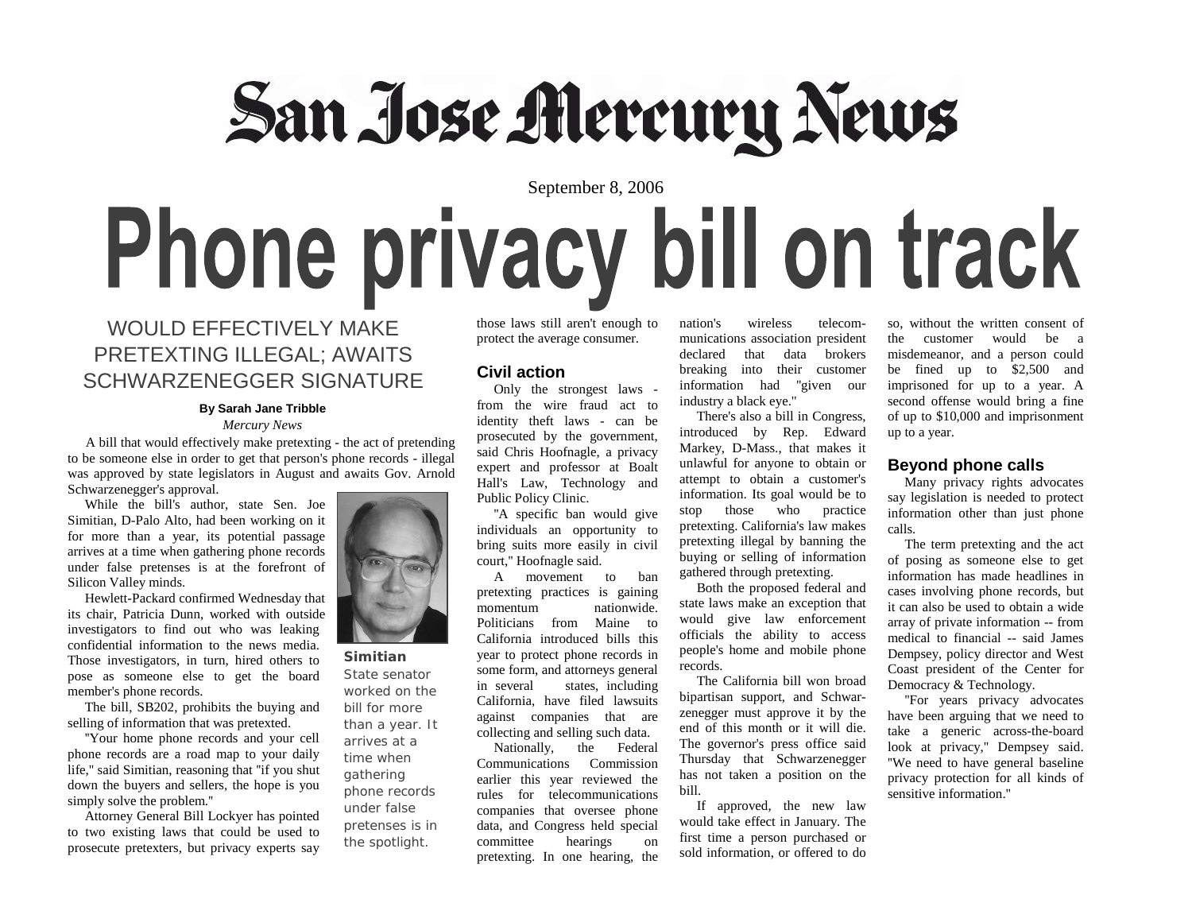# San Jose Mercury News

September 8, 2006

# Phone privacy bill on track

## WOULD EFFECTIVELY MAKE PRETEXTING ILLEGAL; AWAITS SCHWARZENEGGER SIGNATURE

**By Sarah Jane Tribble**
*Mercury News*

A bill that would effectively make pretexting - the act of pretending to be someone else in order to get that person's phone records - illegal was approved by state legislators in August and awaits Gov. Arnold Schwarzenegger's approval.

While the bill's author, state Sen. Joe Simitian, D-Palo Alto, had been working on it for more than a year, its potential passage arrives at a time when gathering phone records under false pretenses is at the forefront of Silicon Valley minds.

Hewlett-Packard confirmed Wednesday that its chair, Patricia Dunn, worked with outside investigators to find out who was leaking confidential information to the news media. Those investigators, in turn, hired others to pose as someone else to get the board member's phone records.

**Simitian**
State senator worked on the bill for more than a year. It arrives at a time when gathering phone records under false pretenses is in the spotlight.

The bill, SB202, prohibits the buying and selling of information that was pretexted.

"Your home phone records and your cell phone records are a road map to your daily life," said Simitian, reasoning that "if you shut down the buyers and sellers, the hope is you simply solve the problem."

Attorney General Bill Lockyer has pointed to two existing laws that could be used to prosecute pretexters, but privacy experts say those laws still aren't enough to protect the average consumer.

### Civil action

Only the strongest laws - from the wire fraud act to identity theft laws - can be prosecuted by the government, said Chris Hoofnagle, a privacy expert and professor at Boalt Hall's Law, Technology and Public Policy Clinic.

"A specific ban would give individuals an opportunity to bring suits more easily in civil court," Hoofnagle said.

A movement to ban pretexting practices is gaining momentum nationwide. Politicians from Maine to California introduced bills this year to protect phone records in some form, and attorneys general in several states, including California, have filed lawsuits against companies that are collecting and selling such data.

Nationally, the Federal Communications Commission earlier this year reviewed the rules for telecommunications companies that oversee phone data, and Congress held special committee hearings on pretexting. In one hearing, the nation's wireless telecommunications association president declared that data brokers breaking into their customer information had "given our industry a black eye."

There's also a bill in Congress, introduced by Rep. Edward Markey, D-Mass., that makes it unlawful for anyone to obtain or attempt to obtain a customer's information. Its goal would be to stop those who practice pretexting. California's law makes pretexting illegal by banning the buying or selling of information gathered through pretexting.

Both the proposed federal and state laws make an exception that would give law enforcement officials the ability to access people's home and mobile phone records.

The California bill won broad bipartisan support, and Schwarzenegger must approve it by the end of this month or it will die. The governor's press office said Thursday that Schwarzenegger has not taken a position on the bill.

If approved, the new law would take effect in January. The first time a person purchased or sold information, or offered to do so, without the written consent of the customer would be a misdemeanor, and a person could be fined up to $2,500 and imprisoned for up to a year. A second offense would bring a fine of up to $10,000 and imprisonment up to a year.

### Beyond phone calls

Many privacy rights advocates say legislation is needed to protect information other than just phone calls.

The term pretexting and the act of posing as someone else to get information has made headlines in cases involving phone records, but it can also be used to obtain a wide array of private information -- from medical to financial -- said James Dempsey, policy director and West Coast president of the Center for Democracy & Technology.

"For years privacy advocates have been arguing that we need to take a generic across-the-board look at privacy," Dempsey said. "We need to have general baseline privacy protection for all kinds of sensitive information."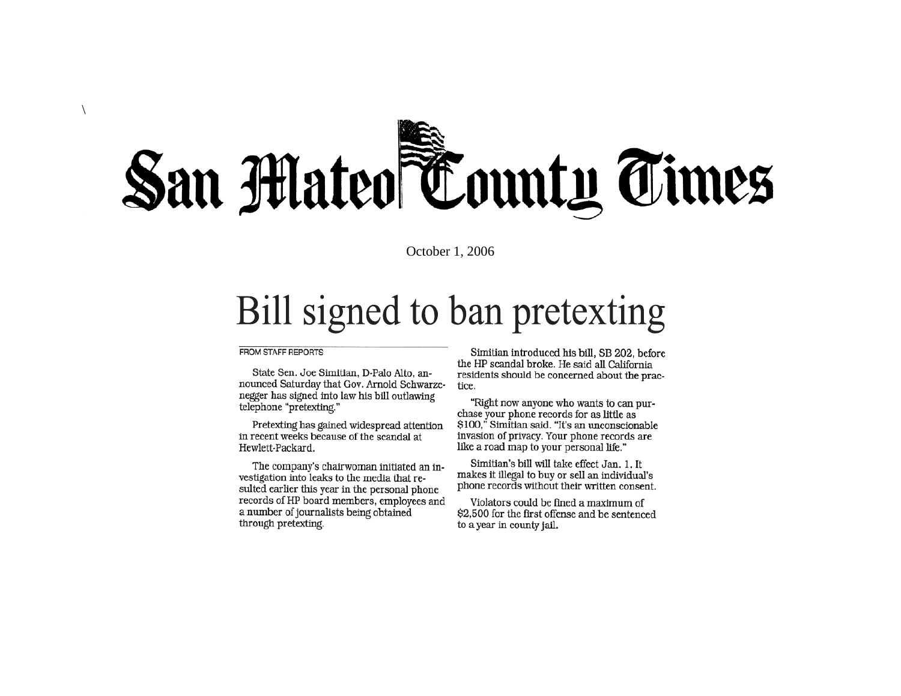# San Mateo County Times

October 1, 2006

## Bill signed to ban pretexting

FROM STAFF REPORTS

State Sen. Joe Simitian, D-Palo Alto, announced Saturday that Gov. Arnold Schwarzenegger has signed into law his bill outlawing telephone "pretexting."

Pretexting has gained widespread attention in recent weeks because of the scandal at Hewlett-Packard.

The company's chairwoman initiated an investigation into leaks to the media that resulted earlier this year in the personal phone records of HP board members, employees and a number of journalists being obtained through pretexting.

Simitian introduced his bill, SB 202, before the HP scandal broke. He said all California residents should be concerned about the practice.

"Right now anyone who wants to can purchase your phone records for as little as $100," Simitian said. "It's an unconscionable invasion of privacy. Your phone records are like a road map to your personal life."

Simitian's bill will take effect Jan. 1. It makes it illegal to buy or sell an individual's phone records without their written consent.

Violators could be fined a maximum of $2,500 for the first offense and be sentenced to a year in county jail.